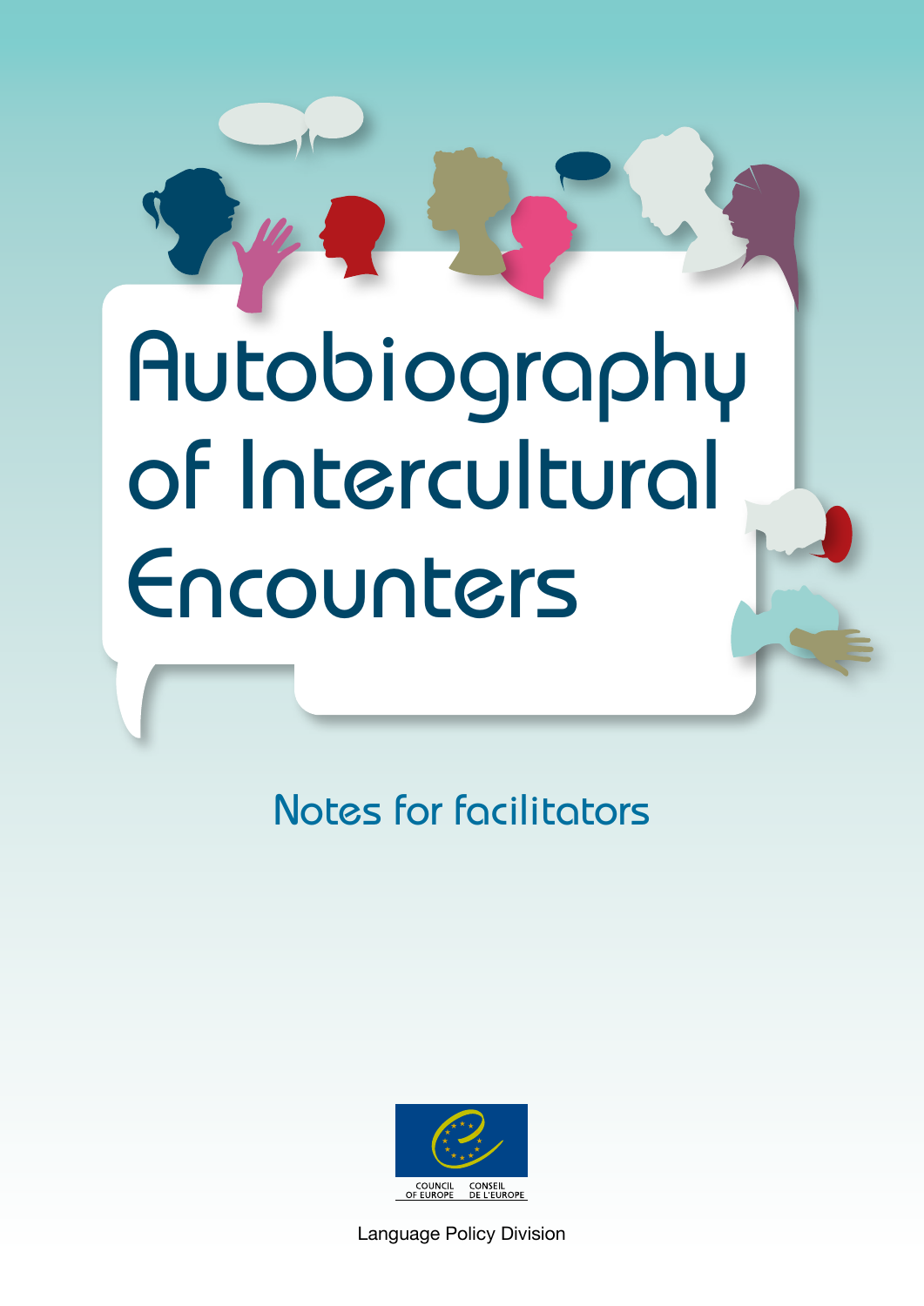# Autobiography of Intercultural Encounters

## Notes for facilitators

COUNCIL OF EUROPE
CONSEIL DE L'EUROPE

Language Policy Division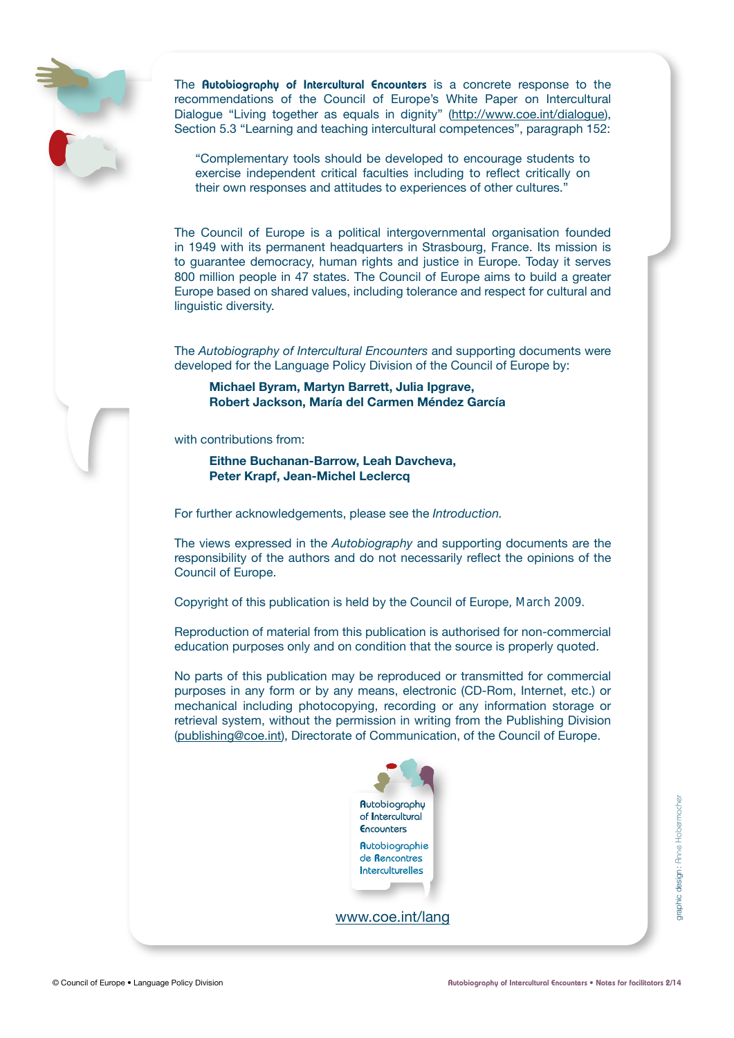The **Autobiography of Intercultural Encounters** is a concrete response to the recommendations of the Council of Europe's White Paper on Intercultural Dialogue "Living together as equals in dignity" (http://www.coe.int/dialogue), Section 5.3 "Learning and teaching intercultural competences", paragraph 152:

> "Complementary tools should be developed to encourage students to exercise independent critical faculties including to reflect critically on their own responses and attitudes to experiences of other cultures."

The Council of Europe is a political intergovernmental organisation founded in 1949 with its permanent headquarters in Strasbourg, France. Its mission is to guarantee democracy, human rights and justice in Europe. Today it serves 800 million people in 47 states. The Council of Europe aims to build a greater Europe based on shared values, including tolerance and respect for cultural and linguistic diversity.

The *Autobiography of Intercultural Encounters* and supporting documents were developed for the Language Policy Division of the Council of Europe by:

**Michael Byram, Martyn Barrett, Julia Ipgrave, Robert Jackson, María del Carmen Méndez García**

with contributions from:

**Eithne Buchanan-Barrow, Leah Davcheva, Peter Krapf, Jean-Michel Leclercq**

For further acknowledgements, please see the *Introduction.*

The views expressed in the *Autobiography* and supporting documents are the responsibility of the authors and do not necessarily reflect the opinions of the Council of Europe.

Copyright of this publication is held by the Council of Europe, March 2009.

Reproduction of material from this publication is authorised for non-commercial education purposes only and on condition that the source is properly quoted.

No parts of this publication may be reproduced or transmitted for commercial purposes in any form or by any means, electronic (CD-Rom, Internet, etc.) or mechanical including photocopying, recording or any information storage or retrieval system, without the permission in writing from the Publishing Division (publishing@coe.int), Directorate of Communication, of the Council of Europe.

**Autobiography of Intercultural Encounters**

**Autobiographie de Rencontres Interculturelles**

www.coe.int/lang

graphic design: Anne Habermacher

© Council of Europe • Language Policy Division